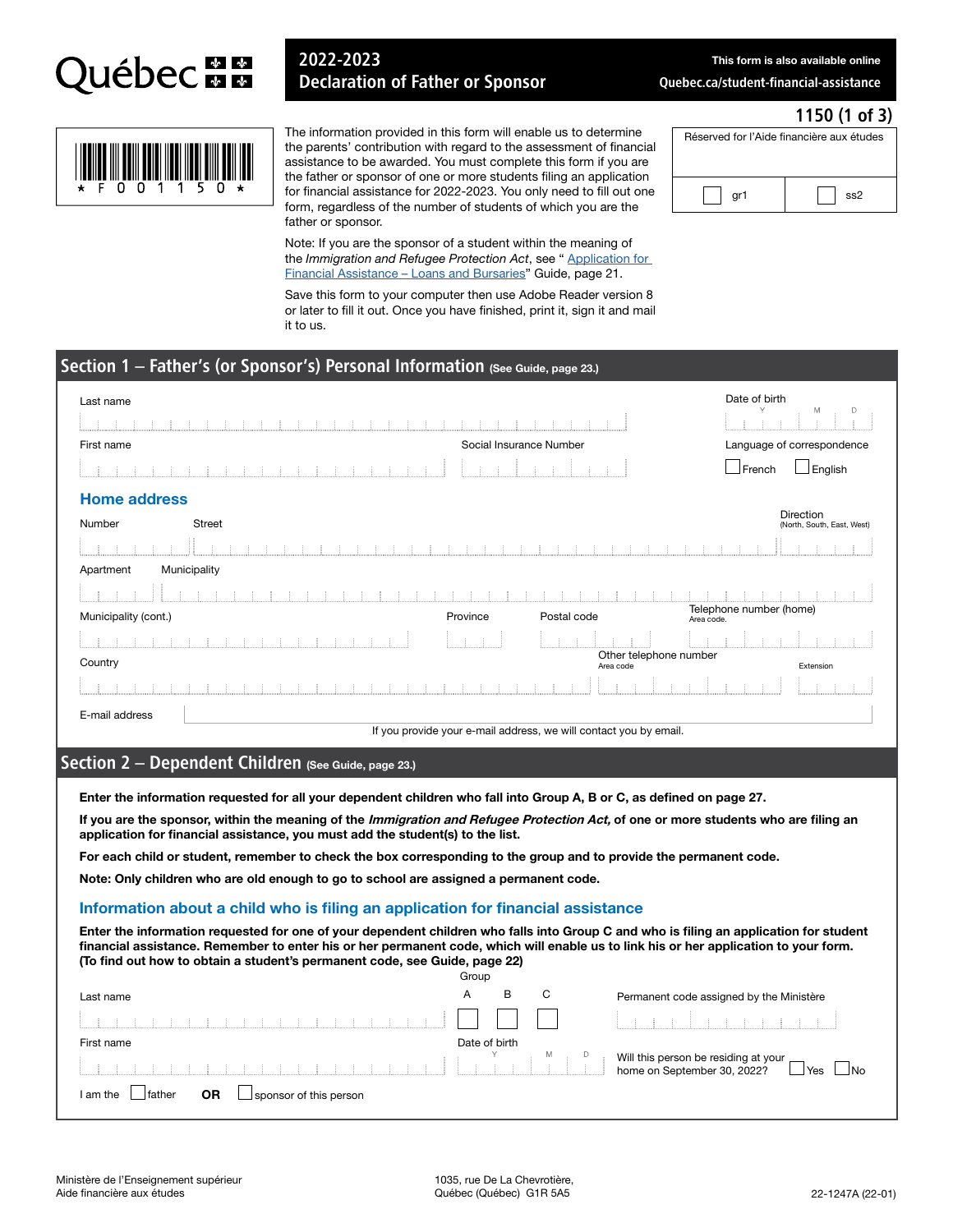# Québec

## 2022-2023 Declaration of Father or Sponsor

This form is also available online
Quebec.ca/student-financial-assistance

1150 (1 of 3)

\* F 0 0 1 1 5 0 \*

The information provided in this form will enable us to determine the parents' contribution with regard to the assessment of financial assistance to be awarded. You must complete this form if you are the father or sponsor of one or more students filing an application for financial assistance for 2022-2023. You only need to fill out one form, regardless of the number of students of which you are the father or sponsor.

Note: If you are the sponsor of a student within the meaning of the *Immigration and Refugee Protection Act*, see "Application for Financial Assistance – Loans and Bursaries" Guide, page 21.

Save this form to your computer then use Adobe Reader version 8 or later to fill it out. Once you have finished, print it, sign it and mail it to us.

| Réserved for l'Aide financière aux études | |
|---|---|
| ☐ gr1 | ☐ ss2 |

## Section 1 – Father's (or Sponsor's) Personal Information (See Guide, page 23.)

Last name

Date of birth (Y M D)

First name

Social Insurance Number

Language of correspondence ☐ French ☐ English

### Home address

Number

Street

Direction (North, South, East, West)

Apartment

Municipality

Municipality (cont.)

Province

Postal code

Telephone number (home) Area code

Country

Other telephone number Area code

Extension

E-mail address

If you provide your e-mail address, we will contact you by email.

## Section 2 – Dependent Children (See Guide, page 23.)

**Enter the information requested for all your dependent children who fall into Group A, B or C, as defined on page 27.**

**If you are the sponsor, within the meaning of the *Immigration and Refugee Protection Act,* of one or more students who are filing an application for financial assistance, you must add the student(s) to the list.**

**For each child or student, remember to check the box corresponding to the group and to provide the permanent code.**

**Note: Only children who are old enough to go to school are assigned a permanent code.**

### Information about a child who is filing an application for financial assistance

**Enter the information requested for one of your dependent children who falls into Group C and who is filing an application for student financial assistance. Remember to enter his or her permanent code, which will enable us to link his or her application to your form. (To find out how to obtain a student's permanent code, see Guide, page 22)**

Last name

Group ☐ A ☐ B ☐ C

Permanent code assigned by the Ministère

First name

Date of birth (Y M D)

Will this person be residing at your home on September 30, 2022? ☐ Yes ☐ No

I am the ☐ father **OR** ☐ sponsor of this person

Ministère de l'Enseignement supérieur
Aide financière aux études

1035, rue De La Chevrotière,
Québec (Québec) G1R 5A5

22-1247A (22-01)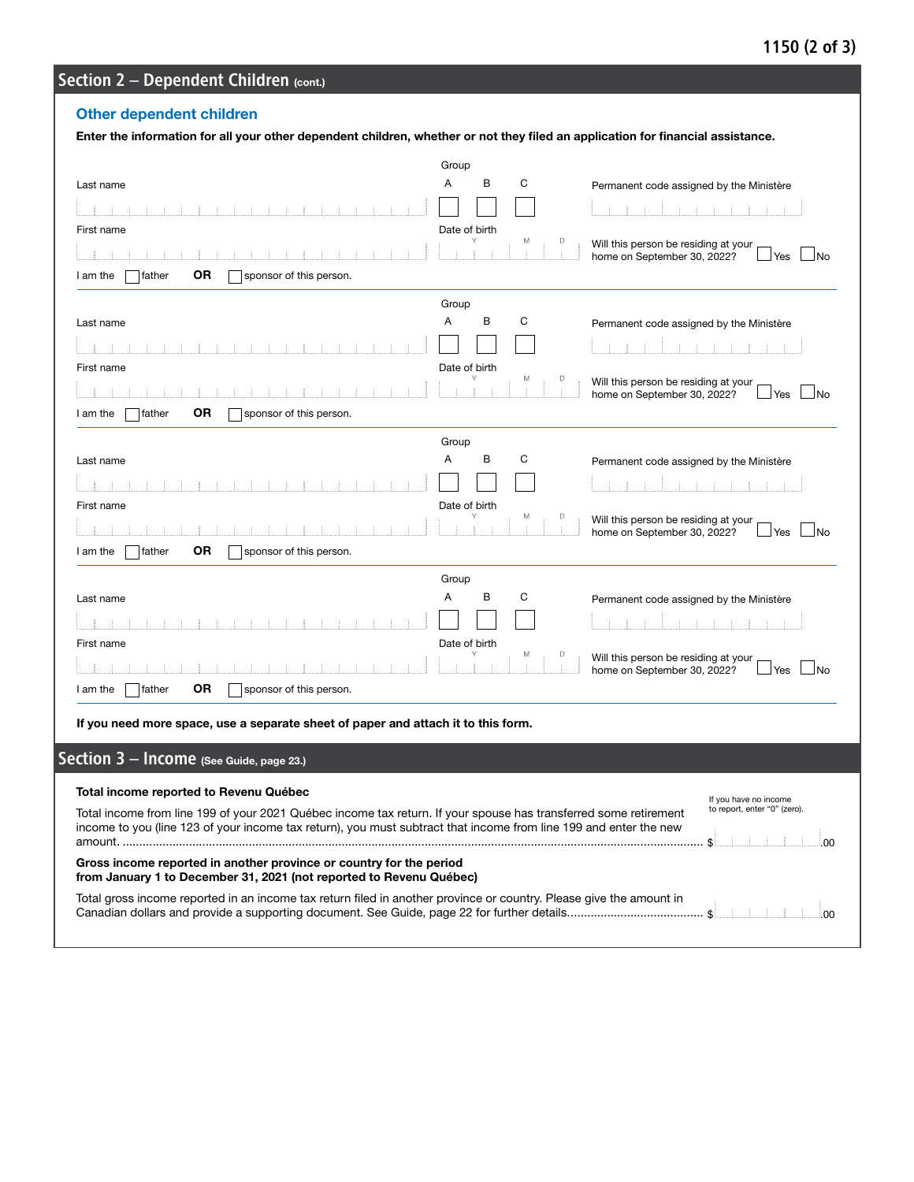## Section 2 – Dependent Children (cont.)

### Other dependent children

**Enter the information for all your other dependent children, whether or not they filed an application for financial assistance.**

Last name

Group: A ☐ B ☐ C ☐

Permanent code assigned by the Ministère

First name

Date of birth (Y M D)

Will this person be residing at your home on September 30, 2022? ☐ Yes ☐ No

I am the ☐ father **OR** ☐ sponsor of this person.

---

Last name

Group: A ☐ B ☐ C ☐

Permanent code assigned by the Ministère

First name

Date of birth (Y M D)

Will this person be residing at your home on September 30, 2022? ☐ Yes ☐ No

I am the ☐ father **OR** ☐ sponsor of this person.

---

Last name

Group: A ☐ B ☐ C ☐

Permanent code assigned by the Ministère

First name

Date of birth (Y M D)

Will this person be residing at your home on September 30, 2022? ☐ Yes ☐ No

I am the ☐ father **OR** ☐ sponsor of this person.

---

Last name

Group: A ☐ B ☐ C ☐

Permanent code assigned by the Ministère

First name

Date of birth (Y M D)

Will this person be residing at your home on September 30, 2022? ☐ Yes ☐ No

I am the ☐ father **OR** ☐ sponsor of this person.

---

**If you need more space, use a separate sheet of paper and attach it to this form.**

## Section 3 – Income (See Guide, page 23.)

**Total income reported to Revenu Québec**

If you have no income to report, enter "0" (zero).

Total income from line 199 of your 2021 Québec income tax return. If your spouse has transferred some retirement income to you (line 123 of your income tax return), you must subtract that income from line 199 and enter the new amount. ........ $ ______.00

**Gross income reported in another province or country for the period from January 1 to December 31, 2021 (not reported to Revenu Québec)**

Total gross income reported in an income tax return filed in another province or country. Please give the amount in Canadian dollars and provide a supporting document. See Guide, page 22 for further details........ $ ______.00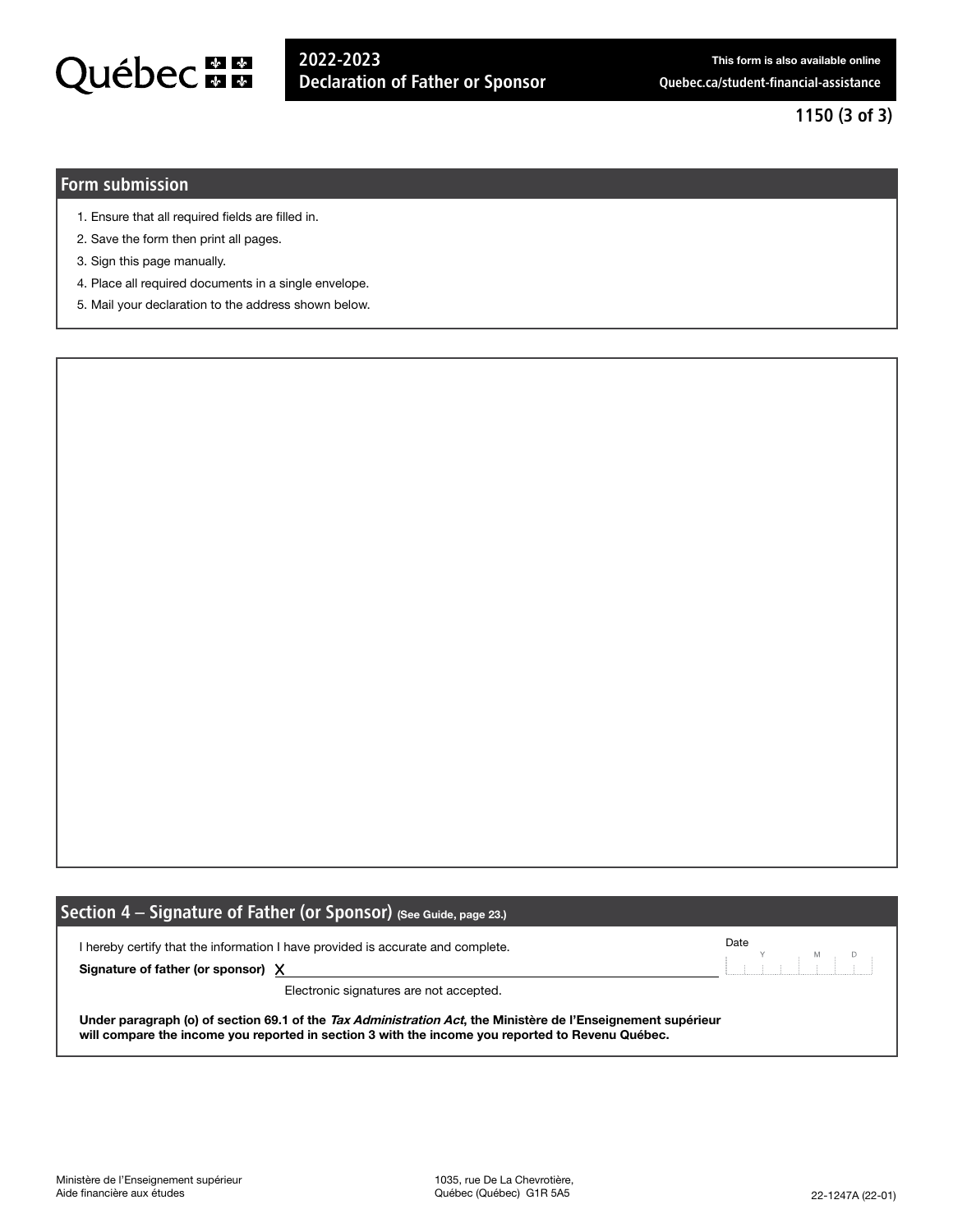# 2022-2023 Declaration of Father or Sponsor

This form is also available online
Quebec.ca/student-financial-assistance

1150 (3 of 3)

## Form submission

1. Ensure that all required fields are filled in.
2. Save the form then print all pages.
3. Sign this page manually.
4. Place all required documents in a single envelope.
5. Mail your declaration to the address shown below.

## Section 4 – Signature of Father (or Sponsor) (See Guide, page 23.)

I hereby certify that the information I have provided is accurate and complete.

**Signature of father (or sponsor)** X ____________________

Date Y M D

Electronic signatures are not accepted.

**Under paragraph (o) of section 69.1 of the *Tax Administration Act*, the Ministère de l'Enseignement supérieur will compare the income you reported in section 3 with the income you reported to Revenu Québec.**

Ministère de l'Enseignement supérieur
Aide financière aux études

1035, rue De La Chevrotière,
Québec (Québec) G1R 5A5

22-1247A (22-01)